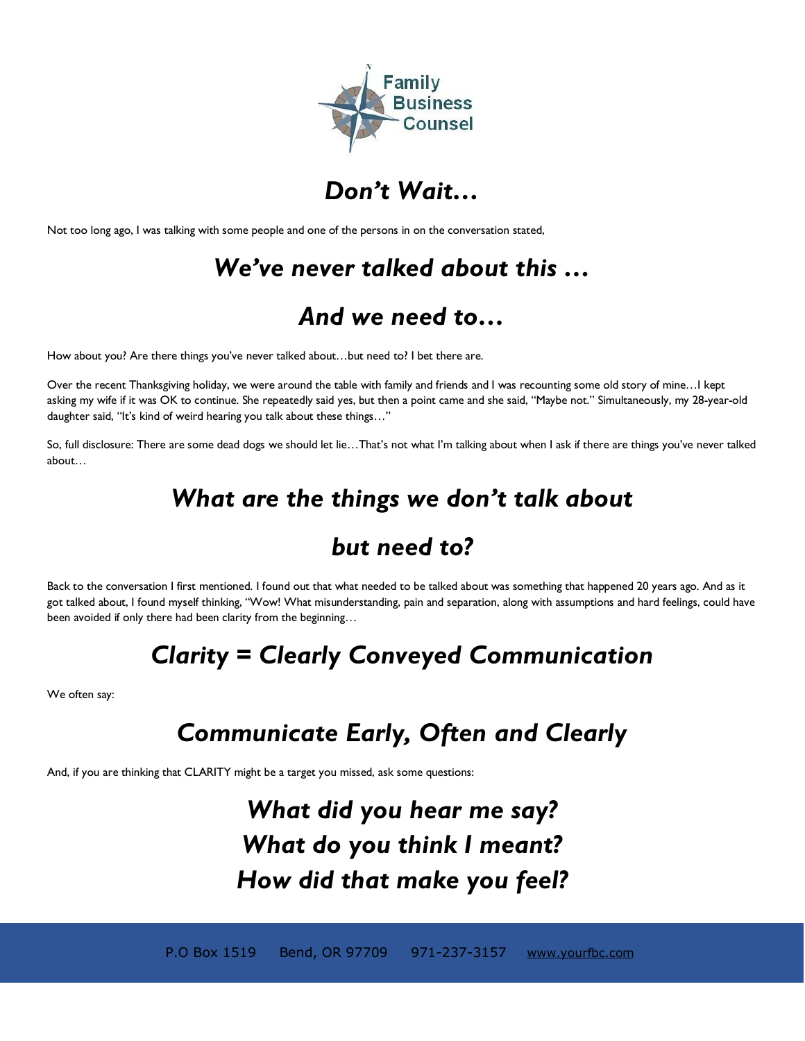Family Business Counsel

# *Don't Wait…*

Not too long ago, I was talking with some people and one of the persons in on the conversation stated,

## *We've never talked about this …*

## *And we need to…*

How about you? Are there things you've never talked about…but need to? I bet there are.

Over the recent Thanksgiving holiday, we were around the table with family and friends and I was recounting some old story of mine…I kept asking my wife if it was OK to continue. She repeatedly said yes, but then a point came and she said, "Maybe not." Simultaneously, my 28-year-old daughter said, "It's kind of weird hearing you talk about these things…"

So, full disclosure: There are some dead dogs we should let lie…That's not what I'm talking about when I ask if there are things you've never talked about…

## *What are the things we don't talk about*

## *but need to?*

Back to the conversation I first mentioned. I found out that what needed to be talked about was something that happened 20 years ago. And as it got talked about, I found myself thinking, "Wow! What misunderstanding, pain and separation, along with assumptions and hard feelings, could have been avoided if only there had been clarity from the beginning…

## *Clarity = Clearly Conveyed Communication*

We often say:

## *Communicate Early, Often and Clearly*

And, if you are thinking that CLARITY might be a target you missed, ask some questions:

## *What did you hear me say?*
## *What do you think I meant?*
## *How did that make you feel?*

P.O Box 1519 Bend, OR 97709 971-237-3157 www.yourfbc.com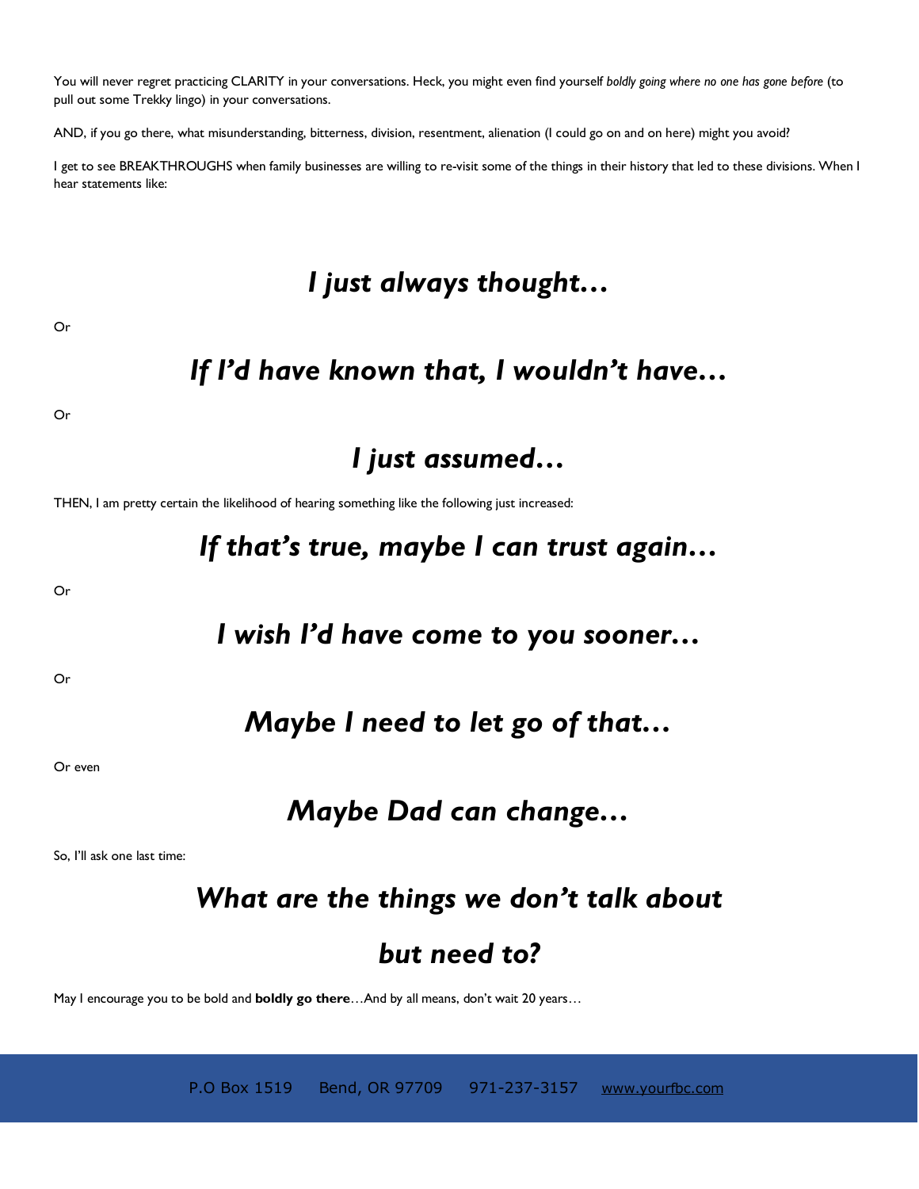You will never regret practicing CLARITY in your conversations. Heck, you might even find yourself *boldly going where no one has gone before* (to pull out some Trekky lingo) in your conversations.

AND, if you go there, what misunderstanding, bitterness, division, resentment, alienation (I could go on and on here) might you avoid?

I get to see BREAKTHROUGHS when family businesses are willing to re-visit some of the things in their history that led to these divisions. When I hear statements like:

***I just always thought…***

Or

***If I'd have known that, I wouldn't have…***

Or

***I just assumed…***

THEN, I am pretty certain the likelihood of hearing something like the following just increased:

***If that's true, maybe I can trust again…***

Or

***I wish I'd have come to you sooner…***

Or

***Maybe I need to let go of that…***

Or even

***Maybe Dad can change…***

So, I'll ask one last time:

***What are the things we don't talk about***

***but need to?***

May I encourage you to be bold and **boldly go there**…And by all means, don't wait 20 years…

P.O Box 1519 Bend, OR 97709 971-237-3157 www.yourfbc.com